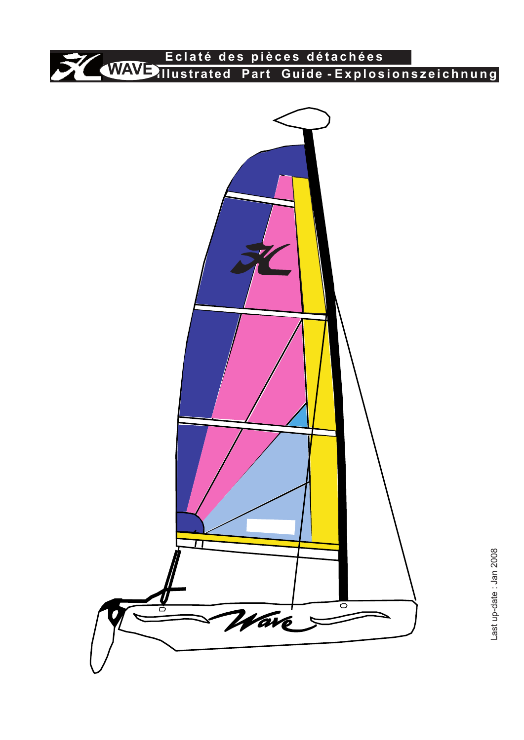# WAVE

## Eclaté des pièces détachées
## Illustrated Part Guide - Explosionszeichnung

Last up-date : Jan 2008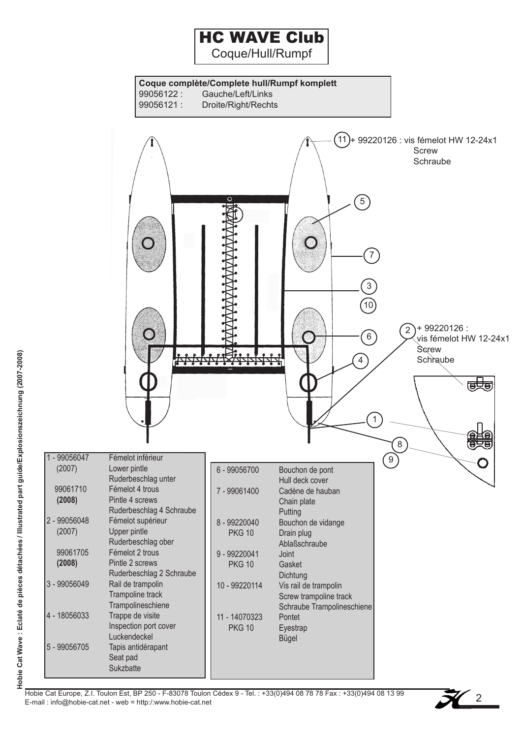# HC WAVE Club

Coque/Hull/Rumpf

**Coque complète/Complete hull/Rumpf komplett**

99056122 : Gauche/Left/Links

99056121 : Droite/Right/Rechts

(11) + 99220126 : vis fémelot HW 12-24x1 Screw Schraube

(2) + 99220126 : vis fémelot HW 12-24x1 Screw Schraube

| | |
|---|---|
| 1 - 99056047 (2007) | Fémelot inférieur Lower pintle Ruderbeschlag unter |
| 99061710 **(2008)** | Fémelot 4 trous Pintle 4 screws Ruderbeschlag 4 Schraube |
| 2 - 99056048 (2007) | Fémelot supérieur Upper pintle Ruderbeschlag ober |
| 99061705 **(2008)** | Fémelot 2 trous Pintle 2 screws Ruderbeschlag 2 Schraube |
| 3 - 99056049 | Rail de trampolin Trampoline track Trampolineschiene |
| 4 - 18056033 | Trappe de visite Inspection port cover Luckendeckel |
| 5 - 99056705 | Tapis antidérapant Seat pad Sukzbatte |
| 6 - 99056700 | Bouchon de pont Hull deck cover |
| 7 - 99061400 | Cadène de hauban Chain plate Putting |
| 8 - 99220040 PKG 10 | Bouchon de vidange Drain plug Ablaßschraube |
| 9 - 99220041 PKG 10 | Joint Gasket Dichtung |
| 10 - 99220114 | Vis rail de trampolin Screw trampoline track Schraube Trampolineschiene |
| 11 - 14070323 PKG 10 | Pontet Eyestrap Bügel |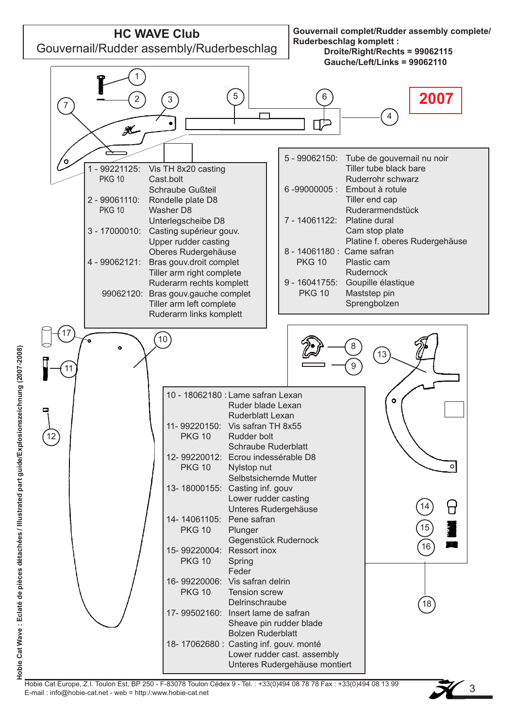# HC WAVE Club

## Gouvernail/Rudder assembly/Ruderbeschlag

**Gouvernail complet/Rudder assembly complete/ Ruderbeschlag komplett :**
**Droite/Right/Rechts = 99062115**
**Gauche/Left/Links = 99062110**

**2007**

| Ref | Description |
|---|---|
| 1 - 99221125: PKG 10 | Vis TH 8x20 casting / Cast.bolt / Schraube Gußteil |
| 2 - 99061110: PKG 10 | Rondelle plate D8 / Washer D8 / Unterlegscheibe D8 |
| 3 - 17000010: | Casting supérieur gouv. / Upper rudder casting / Oberes Rudergehäuse |
| 4 - 99062121: | Bras gouv.droit complet / Tiller arm right complete / Ruderarm rechts komplett |
| 99062120: | Bras gouv.gauche complet / Tiller arm left complete / Ruderarm links komplett |
| 5 - 99062150: | Tube de gouvernail nu noir / Tiller tube black bare / Ruderrohr schwarz |
| 6 -99000005 : | Embout à rotule / Tiller end cap / Ruderarmendstück |
| 7 - 14061122: | Platine dural / Cam stop plate / Platine f. oberes Rudergehäuse |
| 8 - 14061180 : PKG 10 | Came safran / Plastic cam / Rudernock |
| 9 - 16041755: PKG 10 | Goupille élastique / Maststep pin / Sprengbolzen |
| 10 - 18062180 : | Lame safran Lexan / Ruder blade Lexan / Ruderblatt Lexan |
| 11- 99220150: PKG 10 | Vis safran TH 8x55 / Rudder bolt / Schraube Ruderblatt |
| 12- 99220012: PKG 10 | Ecrou indesserable D8 / Nylstop nut / Selbstsichernde Mutter |
| 13- 18000155: | Casting inf. gouv / Lower rudder casting / Unteres Rudergehäuse |
| 14- 14061105: PKG 10 | Pene safran / Plunger / Gegenstück Rudernock |
| 15- 99220004: PKG 10 | Ressort inox / Spring / Feder |
| 16- 99220006: PKG 10 | Vis safran delrin / Tension screw / Delrinschraube |
| 17- 99502160: | Insert lame de safran / Sheave pin rudder blade / Bolzen Ruderblatt |
| 18- 17062680 : | Casting inf. gouv. monté / Lower rudder cast. assembly / Unteres Rudergehäuse montiert |

Hobie Cat Wave : Eclaté de pièces détachées / Illustrated part guide/Explosionszeichnung (2007-2008)

Hobie Cat Europe, Z.I. Toulon Est, BP 250 - F-83078 Toulon Cédex 9 - Tel. : +33(0)494 08 78 78 Fax : +33(0)494 08 13 99
E-mail : info@hobie-cat.net - web = http:/:www.hobie-cat.net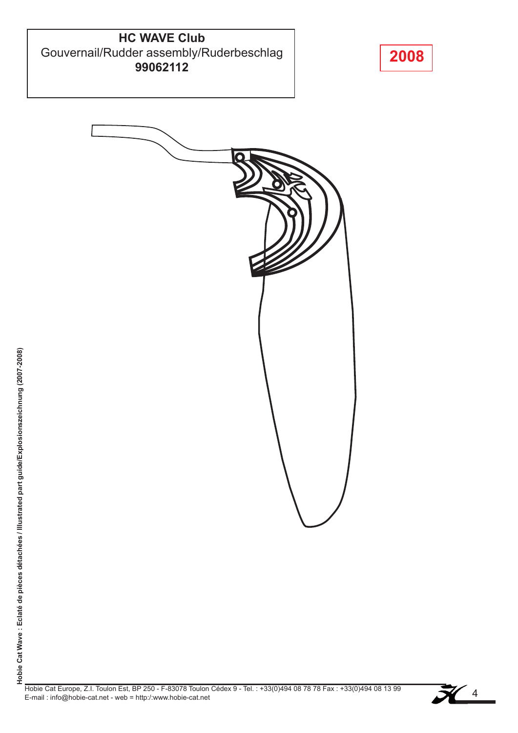**HC WAVE Club**
Gouvernail/Rudder assembly/Ruderbeschlag
**99062112**

**2008**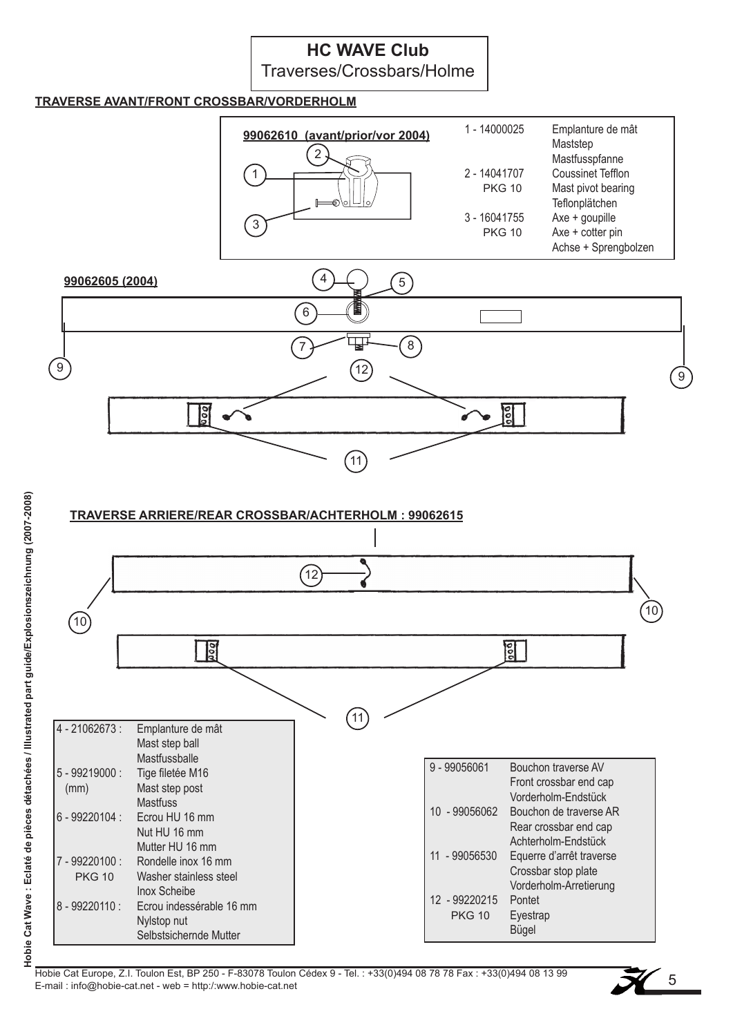# HC WAVE Club

Traverses/Crossbars/Holme

## TRAVERSE AVANT/FRONT CROSSBAR/VORDERHOLM

**99062610 (avant/prior/vor 2004)**

| | |
|---|---|
| 1 - 14000025 | Emplanture de mât<br>Maststep<br>Mastfusspfanne |
| 2 - 14041707<br>PKG 10 | Coussinet Tefflon<br>Mast pivot bearing<br>Teflonplätchen |
| 3 - 16041755<br>PKG 10 | Axe + goupille<br>Axe + cotter pin<br>Achse + Sprengbolzen |

**99062605 (2004)**

## TRAVERSE ARRIERE/REAR CROSSBAR/ACHTERHOLM : 99062615

| | |
|---|---|
| 4 - 21062673 : | Emplanture de mât<br>Mast step ball<br>Mastfussballe |
| 5 - 99219000 :<br>(mm) | Tige filetée M16<br>Mast step post<br>Mastfuss |
| 6 - 99220104 : | Ecrou HU 16 mm<br>Nut HU 16 mm<br>Mutter HU 16 mm |
| 7 - 99220100 :<br>PKG 10 | Rondelle inox 16 mm<br>Washer stainless steel<br>Inox Scheibe |
| 8 - 99220110 : | Ecrou indessérable 16 mm<br>Nylstop nut<br>Selbstsichernde Mutter |

| | |
|---|---|
| 9 - 99056061 | Bouchon traverse AV<br>Front crossbar end cap<br>Vorderholm-Endstück |
| 10 - 99056062 | Bouchon de traverse AR<br>Rear crossbar end cap<br>Achterholm-Endstück |
| 11 - 99056530 | Equerre d'arrêt traverse<br>Crossbar stop plate<br>Vorderholm-Arretierung |
| 12 - 99220215<br>PKG 10 | Pontet<br>Eyestrap<br>Bügel |

Hobie Cat Europe, Z.I. Toulon Est, BP 250 - F-83078 Toulon Cédex 9 - Tel. : +33(0)494 08 78 78 Fax : +33(0)494 08 13 99
E-mail : info@hobie-cat.net - web = http:/:www.hobie-cat.net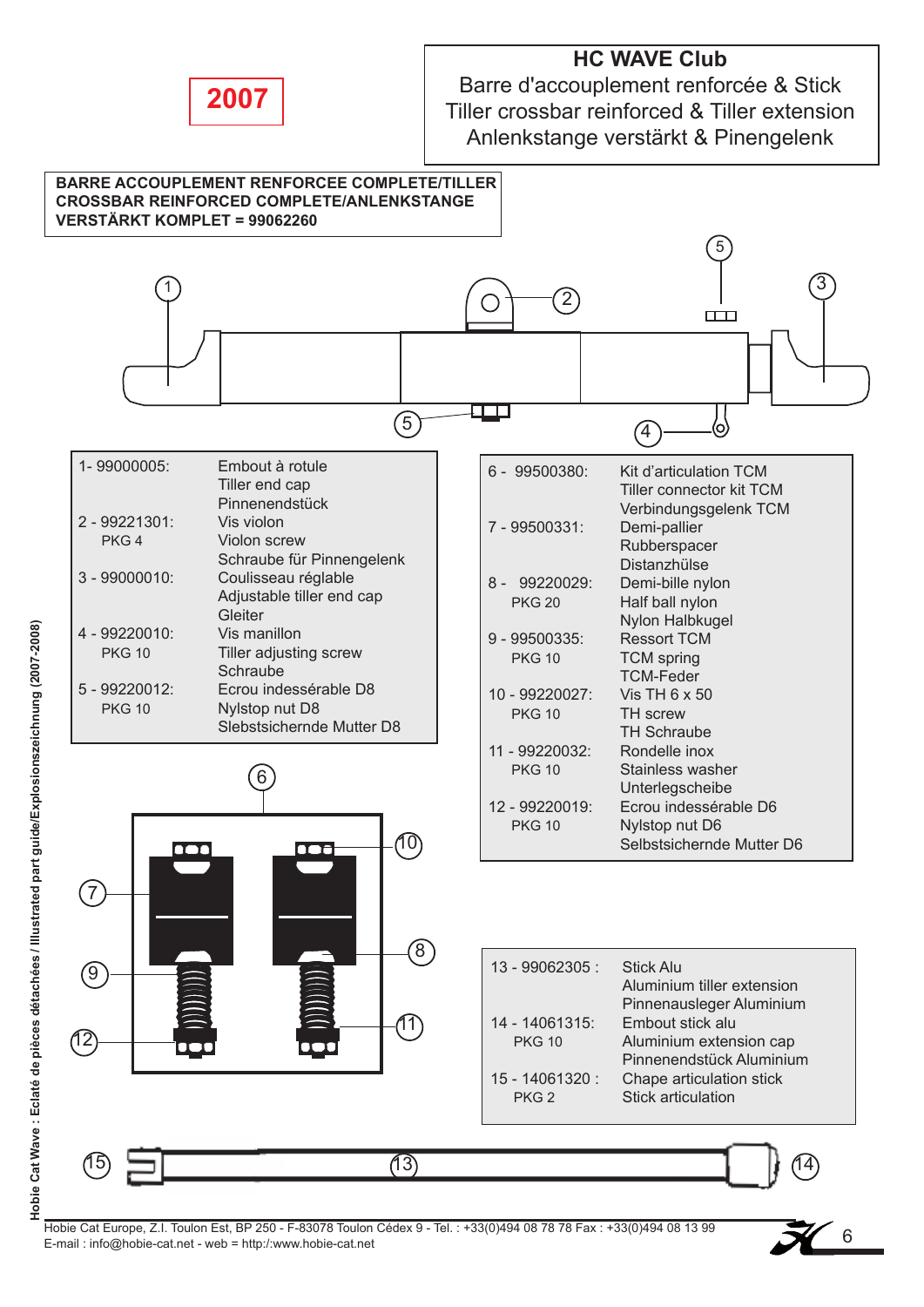**2007**

# HC WAVE Club

Barre d'accouplement renforcée & Stick
Tiller crossbar reinforced & Tiller extension
Anlenkstange verstärkt & Pinengelenk

**BARRE ACCOUPLEMENT RENFORCEE COMPLETE/TILLER CROSSBAR REINFORCED COMPLETE/ANLENKSTANGE VERSTÄRKT KOMPLET = 99062260**

| Ref. | Description |
|---|---|
| 1- 99000005: | Embout à rotule<br>Tiller end cap<br>Pinnenendstück |
| 2 - 99221301:<br>PKG 4 | Vis violon<br>Violon screw<br>Schraube für Pinnengelenk |
| 3 - 99000010: | Coulisseau réglable<br>Adjustable tiller end cap<br>Gleiter |
| 4 - 99220010:<br>PKG 10 | Vis manillon<br>Tiller adjusting screw<br>Schraube |
| 5 - 99220012:<br>PKG 10 | Ecrou indesserable D8<br>Nylstop nut D8<br>Slebstsichernde Mutter D8 |

| Ref. | Description |
|---|---|
| 6 - 99500380: | Kit d'articulation TCM<br>Tiller connector kit TCM<br>Verbindungsgelenk TCM |
| 7 - 99500331: | Demi-pallier<br>Rubberspacer<br>Distanzhülse |
| 8 - 99220029:<br>PKG 20 | Demi-bille nylon<br>Half ball nylon<br>Nylon Halbkugel |
| 9 - 99500335:<br>PKG 10 | Ressort TCM<br>TCM spring<br>TCM-Feder |
| 10 - 99220027:<br>PKG 10 | Vis TH 6 x 50<br>TH screw<br>TH Schraube |
| 11 - 99220032:<br>PKG 10 | Rondelle inox<br>Stainless washer<br>Unterlegscheibe |
| 12 - 99220019:<br>PKG 10 | Ecrou indesserable D6<br>Nylstop nut D6<br>Selbstsichernde Mutter D6 |

| Ref. | Description |
|---|---|
| 13 - 99062305 : | Stick Alu<br>Aluminium tiller extension<br>Pinnenausleger Aluminium |
| 14 - 14061315:<br>PKG 10 | Embout stick alu<br>Aluminium extension cap<br>Pinnenendstück Aluminium |
| 15 - 14061320 :<br>PKG 2 | Chape articulation stick<br>Stick articulation |

Hobie Cat Europe, Z.I. Toulon Est, BP 250 - F-83078 Toulon Cédex 9 - Tel. : +33(0)494 08 78 78 Fax : +33(0)494 08 13 99
E-mail : info@hobie-cat.net - web = http:/.www.hobie-cat.net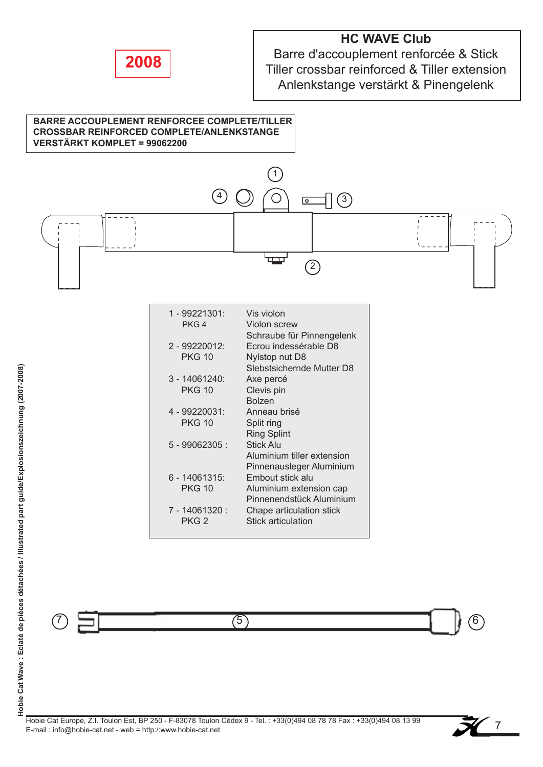**2008**

# HC WAVE Club

Barre d'accouplement renforcée & Stick
Tiller crossbar reinforced & Tiller extension
Anlenkstange verstärkt & Pinengelenk

**BARRE ACCOUPLEMENT RENFORCEE COMPLETE/TILLER CROSSBAR REINFORCED COMPLETE/ANLENKSTANGE VERSTÄRKT KOMPLET = 99062200**

| Ref. | Description |
|---|---|
| 1 - 99221301: PKG 4 | Vis violon<br>Violon screw<br>Schraube für Pinnengelenk |
| 2 - 99220012: PKG 10 | Ecrou indessérable D8<br>Nylstop nut D8<br>Slebstsichernde Mutter D8 |
| 3 - 14061240: PKG 10 | Axe percé<br>Clevis pin<br>Bolzen |
| 4 - 99220031: PKG 10 | Anneau brisé<br>Split ring<br>Ring Splint |
| 5 - 99062305 : | Stick Alu<br>Aluminium tiller extension<br>Pinnenausleger Aluminium |
| 6 - 14061315: PKG 10 | Embout stick alu<br>Aluminium extension cap<br>Pinnenendstück Aluminium |
| 7 - 14061320 : PKG 2 | Chape articulation stick<br>Stick articulation |

Hobie Cat Europe, Z.I. Toulon Est, BP 250 - F-83078 Toulon Cédex 9 - Tel. : +33(0)494 08 78 78 Fax : +33(0)494 08 13 99
E-mail : info@hobie-cat.net - web = http:/:www.hobie-cat.net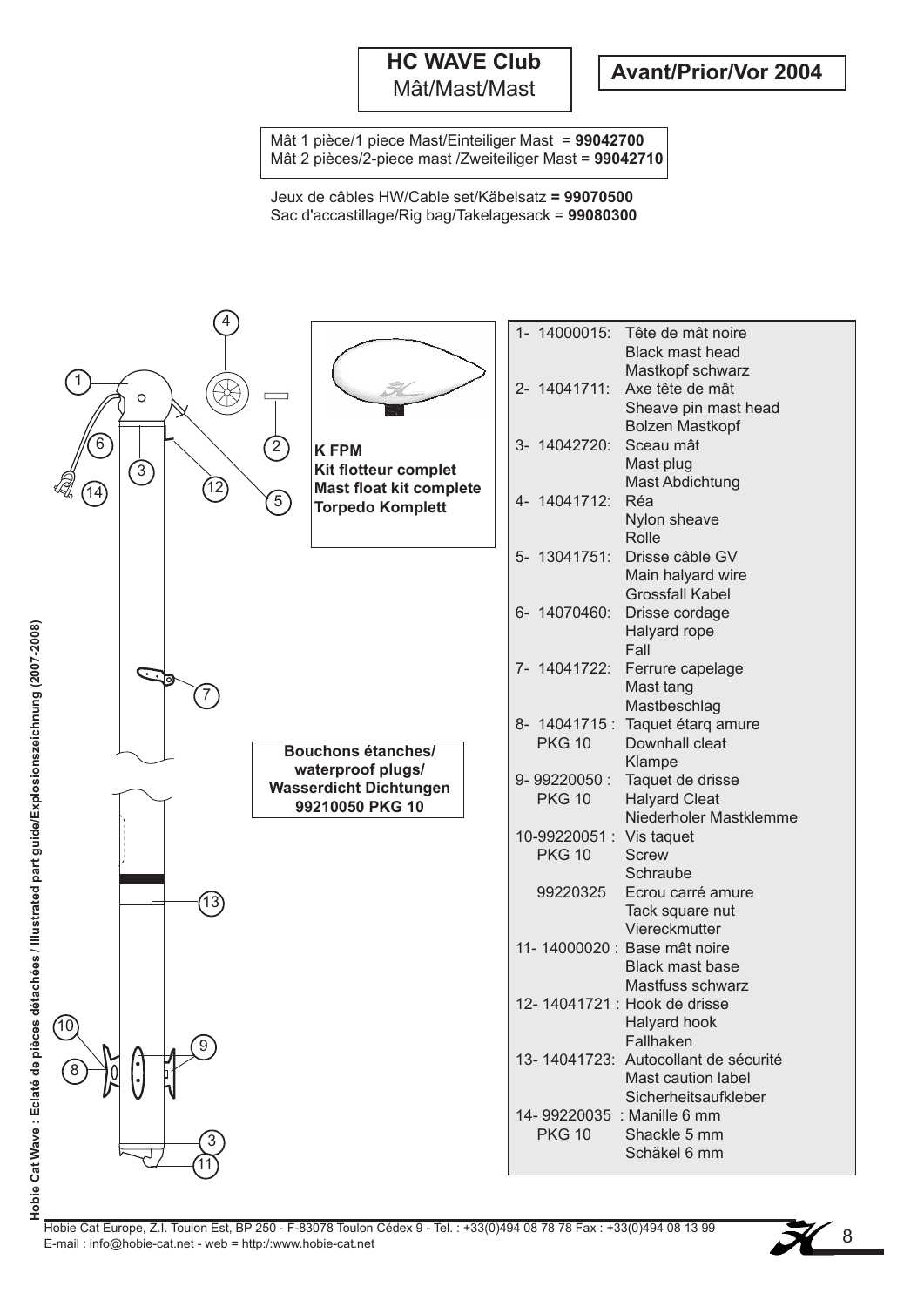# HC WAVE Club
Mât/Mast/Mast

**Avant/Prior/Vor 2004**

Mât 1 pièce/1 piece Mast/Einteiliger Mast = **99042700**
Mât 2 pièces/2-piece mast /Zweiteiliger Mast = **99042710**

Jeux de câbles HW/Cable set/Käbelsatz **= 99070500**
Sac d'accastillage/Rig bag/Takelagesack = **99080300**

**K FPM**
**Kit flotteur complet**
**Mast float kit complete**
**Torpedo Komplett**

**Bouchons étanches/**
**waterproof plugs/**
**Wasserdicht Dichtungen**
**99210050 PKG 10**

| Ref | Description |
|---|---|
| 1- 14000015: | Tête de mât noire<br>Black mast head<br>Mastkopf schwarz |
| 2- 14041711: | Axe tête de mât<br>Sheave pin mast head<br>Bolzen Mastkopf |
| 3- 14042720: | Sceau mât<br>Mast plug<br>Mast Abdichtung |
| 4- 14041712: | Réa<br>Nylon sheave<br>Rolle |
| 5- 13041751: | Drisse câble GV<br>Main halyard wire<br>Grossfall Kabel |
| 6- 14070460: | Drisse cordage<br>Halyard rope<br>Fall |
| 7- 14041722: | Ferrure capelage<br>Mast tang<br>Mastbeschlag |
| 8- 14041715 : PKG 10 | Taquet étarq amure<br>Downhall cleat<br>Klampe |
| 9- 99220050 : PKG 10 | Taquet de drisse<br>Halyard Cleat<br>Niederholer Mastklemme |
| 10-99220051 : PKG 10 | Vis taquet<br>Screw<br>Schraube |
| 99220325 | Ecrou carré amure<br>Tack square nut<br>Viereckmutter |
| 11- 14000020 : | Base mât noire<br>Black mast base<br>Mastfuss schwarz |
| 12- 14041721 : | Hook de drisse<br>Halyard hook<br>Fallhaken |
| 13- 14041723: | Autocollant de sécurité<br>Mast caution label<br>Sicherheitsaufkleber |
| 14- 99220035 : PKG 10 | Manille 6 mm<br>Shackle 5 mm<br>Schäkel 6 mm |

Hobie Cat Wave : Eclaté de pièces détachées / Illustrated part guide/Explosionszeichnung (2007-2008)

Hobie Cat Europe, Z.I. Toulon Est, BP 250 - F-83078 Toulon Cédex 9 - Tel. : +33(0)494 08 78 78 Fax : +33(0)494 08 13 99
E-mail : info@hobie-cat.net - web = http:/:www.hobie-cat.net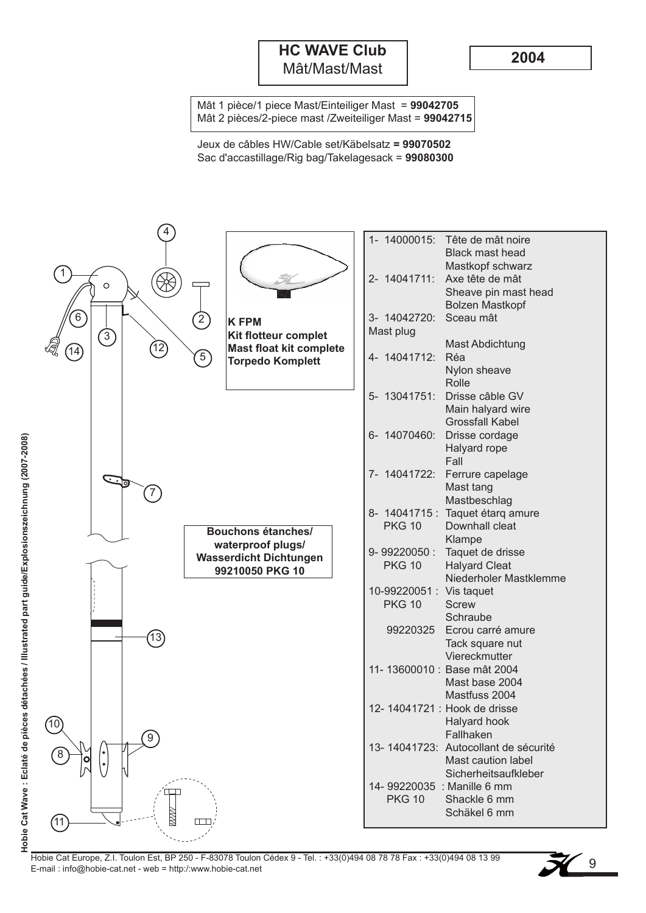# HC WAVE Club
Mât/Mast/Mast

**2004**

Mât 1 pièce/1 piece Mast/Einteiliger Mast = **99042705**
Mât 2 pièces/2-piece mast /Zweiteiliger Mast = **99042715**

Jeux de câbles HW/Cable set/Käbelsatz **= 99070502**
Sac d'accastillage/Rig bag/Takelagesack = **99080300**

**K FPM**
**Kit flotteur complet**
**Mast float kit complete**
**Torpedo Komplett**

**Bouchons étanches/**
**waterproof plugs/**
**Wasserdicht Dichtungen**
**99210050 PKG 10**

| N° | Référence | Désignation |
|---|---|---|
| 1- | 14000015: | Tête de mât noire<br>Black mast head<br>Mastkopf schwarz |
| 2- | 14041711: | Axe tête de mât<br>Sheave pin mast head<br>Bolzen Mastkopf |
| 3- | 14042720: | Sceau mât<br>Mast plug<br>Mast Abdichtung |
| 4- | 14041712: | Réa<br>Nylon sheave<br>Rolle |
| 5- | 13041751: | Drisse câble GV<br>Main halyard wire<br>Grossfall Kabel |
| 6- | 14070460: | Drisse cordage<br>Halyard rope<br>Fall |
| 7- | 14041722: | Ferrure capelage<br>Mast tang<br>Mastbeschlag |
| 8- | 14041715 : PKG 10 | Taquet étarq amure<br>Downhall cleat<br>Klampe |
| 9- | 99220050 : PKG 10 | Taquet de drisse<br>Halyard Cleat<br>Niederholer Mastklemme |
| 10- | 99220051 : PKG 10 | Vis taquet<br>Screw<br>Schraube |
| | 99220325 | Ecrou carré amure<br>Tack square nut<br>Viereckmutter |
| 11- | 13600010 : | Base mât 2004<br>Mast base 2004<br>Mastfuss 2004 |
| 12- | 14041721 : | Hook de drisse<br>Halyard hook<br>Fallhaken |
| 13- | 14041723: | Autocollant de sécurité<br>Mast caution label<br>Sicherheitsaufkleber |
| 14- | 99220035 : PKG 10 | Manille 6 mm<br>Shackle 6 mm<br>Schäkel 6 mm |

Hobie Cat Wave : Eclaté de pièces détachées / Illustrated part guide/Explosionszeichnung (2007-2008)

Hobie Cat Europe, Z.I. Toulon Est, BP 250 - F-83078 Toulon Cédex 9 - Tel. : +33(0)494 08 78 78 Fax : +33(0)494 08 13 99
E-mail : info@hobie-cat.net - web = http:/:www.hobie-cat.net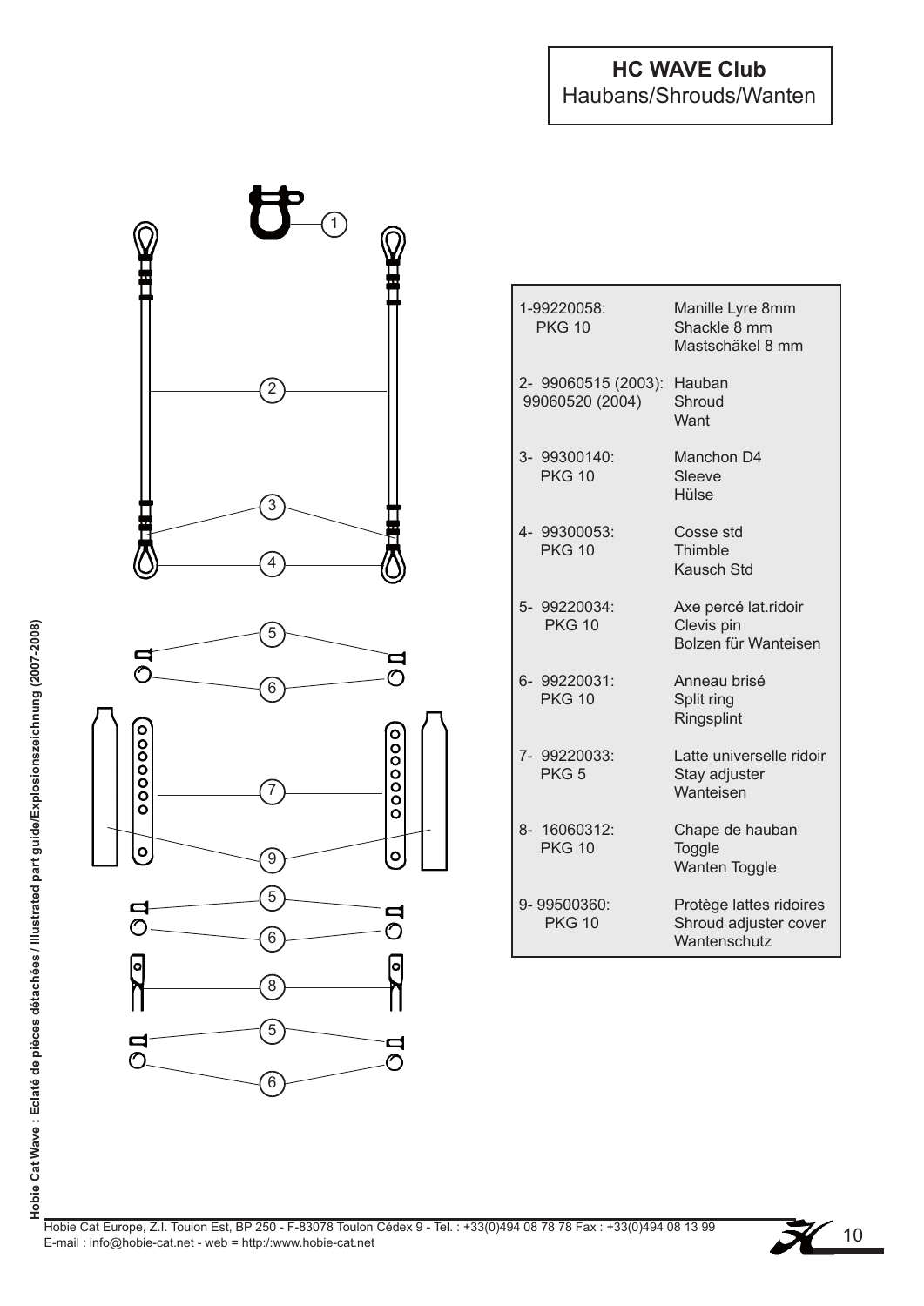# HC WAVE Club
Haubans/Shrouds/Wanten

| Part | Description |
|---|---|
| 1-99220058: PKG 10 | Manille Lyre 8mm<br>Shackle 8 mm<br>Mastschäkel 8 mm |
| 2- 99060515 (2003): 99060520 (2004) | Hauban<br>Shroud<br>Want |
| 3- 99300140: PKG 10 | Manchon D4<br>Sleeve<br>Hülse |
| 4- 99300053: PKG 10 | Cosse std<br>Thimble<br>Kausch Std |
| 5- 99220034: PKG 10 | Axe percé lat.ridoir<br>Clevis pin<br>Bolzen für Wanteisen |
| 6- 99220031: PKG 10 | Anneau brisé<br>Split ring<br>Ringsplint |
| 7- 99220033: PKG 5 | Latte universelle ridoir<br>Stay adjuster<br>Wanteisen |
| 8- 16060312: PKG 10 | Chape de hauban<br>Toggle<br>Wanten Toggle |
| 9- 99500360: PKG 10 | Protège lattes ridoires<br>Shroud adjuster cover<br>Wantenschutz |

Hobie Cat Europe, Z.I. Toulon Est, BP 250 - F-83078 Toulon Cédex 9 - Tel. : +33(0)494 08 78 78 Fax : +33(0)494 08 13 99
E-mail : info@hobie-cat.net - web = http:/:www.hobie-cat.net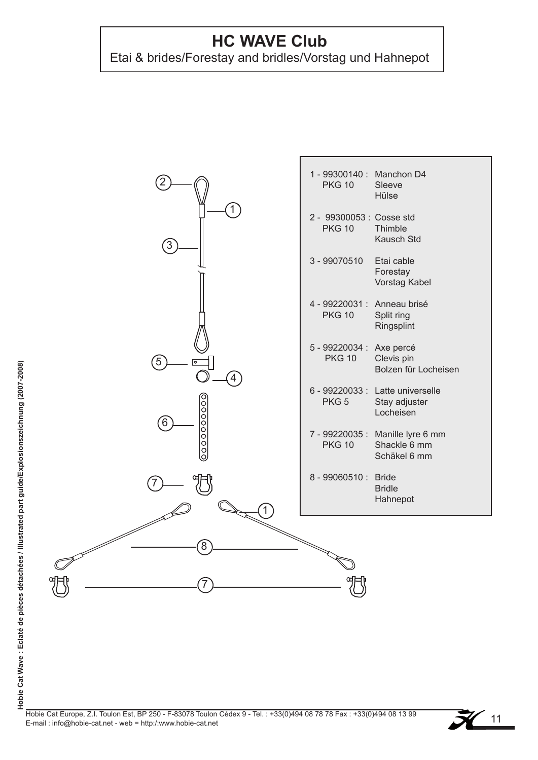# HC WAVE Club

Etai & brides/Forestay and bridles/Vorstag und Hahnepot

| Ref - Part No. | Description |
| --- | --- |
| 1 - 99300140 : PKG 10 | Manchon D4<br>Sleeve<br>Hülse |
| 2 - 99300053 : PKG 10 | Cosse std<br>Thimble<br>Kausch Std |
| 3 - 99070510 | Etai cable<br>Forestay<br>Vorstag Kabel |
| 4 - 99220031 : PKG 10 | Anneau brisé<br>Split ring<br>Ringsplint |
| 5 - 99220034 : PKG 10 | Axe percé<br>Clevis pin<br>Bolzen für Locheisen |
| 6 - 99220033 : PKG 5 | Latte universelle<br>Stay adjuster<br>Locheisen |
| 7 - 99220035 : PKG 10 | Manille lyre 6 mm<br>Shackle 6 mm<br>Schäkel 6 mm |
| 8 - 99060510 : | Bride<br>Bridle<br>Hahnepot |

Hobie Cat Europe, Z.I. Toulon Est, BP 250 - F-83078 Toulon Cédex 9 - Tel. : +33(0)494 08 78 78 Fax : +33(0)494 08 13 99
E-mail : info@hobie-cat.net - web = http:/:www.hobie-cat.net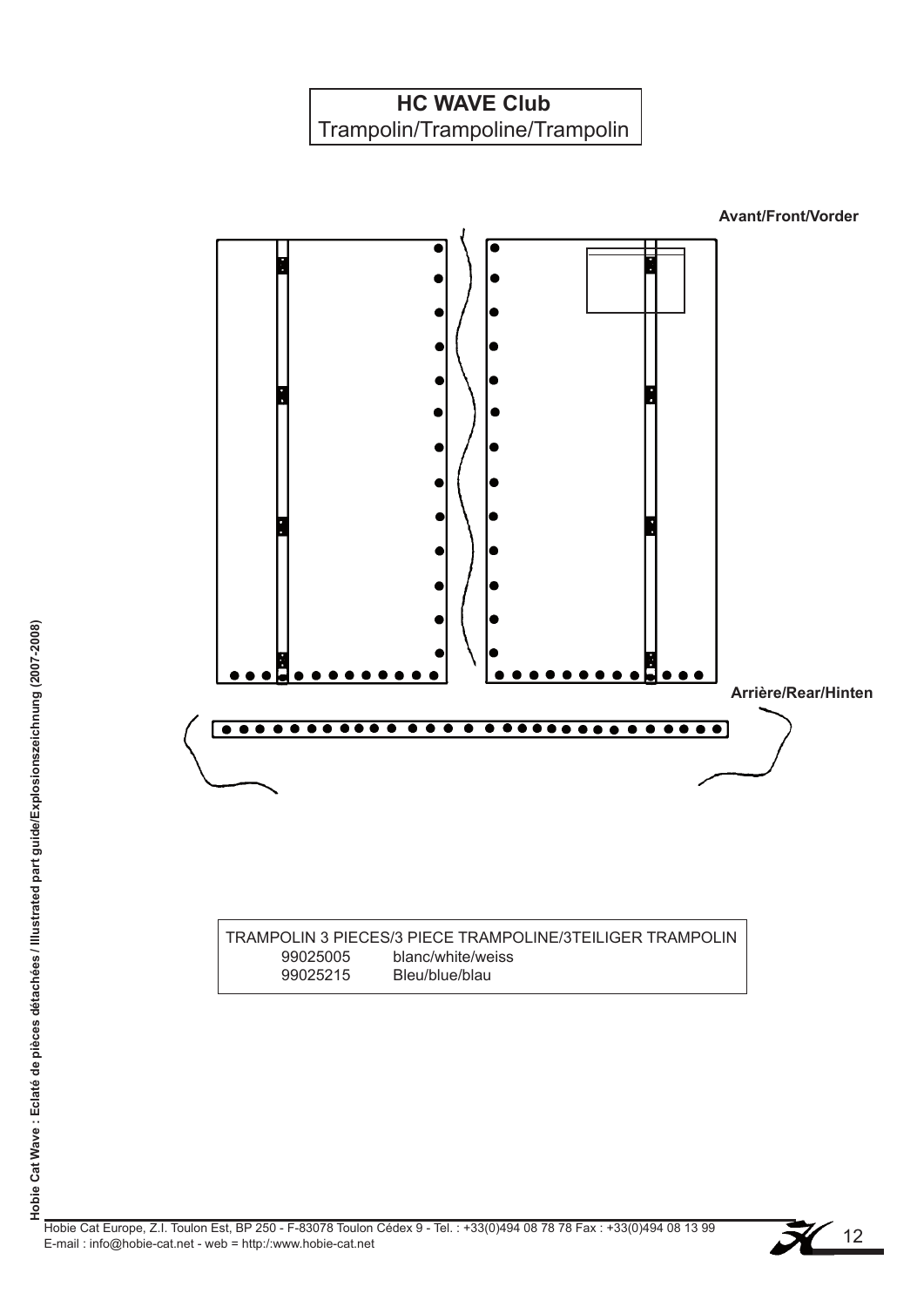# HC WAVE Club
Trampolin/Trampoline/Trampolin

Avant/Front/Vorder

Arrière/Rear/Hinten

| TRAMPOLIN 3 PIECES/3 PIECE TRAMPOLINE/3TEILIGER TRAMPOLIN | |
|---|---|
| 99025005 | blanc/white/weiss |
| 99025215 | Bleu/blue/blau |

Hobie Cat Europe, Z.I. Toulon Est, BP 250 - F-83078 Toulon Cédex 9 - Tel. : +33(0)494 08 78 78 Fax : +33(0)494 08 13 99
E-mail : info@hobie-cat.net - web = http:/:www.hobie-cat.net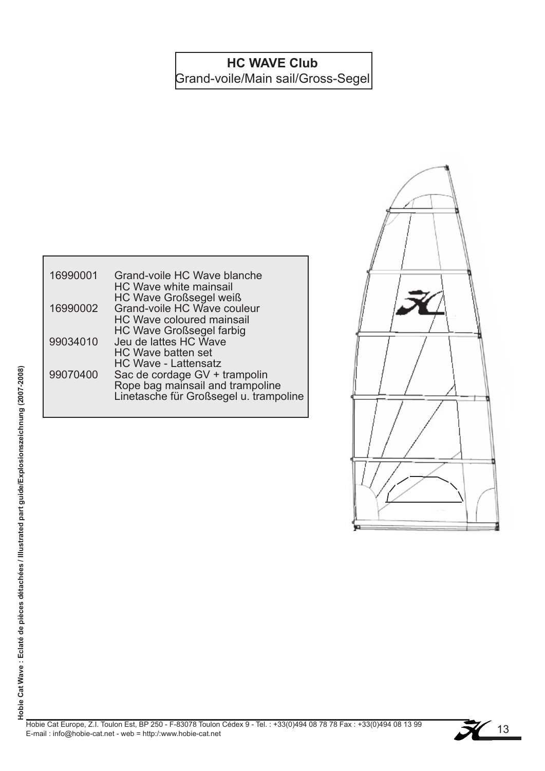**HC WAVE Club**
Grand-voile/Main sail/Gross-Segel

| | |
|---|---|
| 16990001 | Grand-voile HC Wave blanche<br>HC Wave white mainsail<br>HC Wave Großsegel weiß |
| 16990002 | Grand-voile HC Wave couleur<br>HC Wave coloured mainsail<br>HC Wave Großsegel farbig |
| 99034010 | Jeu de lattes HC Wave<br>HC Wave batten set<br>HC Wave - Lattensatz |
| 99070400 | Sac de cordage GV + trampolin<br>Rope bag mainsail and trampoline<br>Linetasche für Großsegel u. trampoline |

Hobie Cat Europe, Z.I. Toulon Est, BP 250 - F-83078 Toulon Cédex 9 - Tel. : +33(0)494 08 78 78 Fax : +33(0)494 08 13 99
E-mail : info@hobie-cat.net - web = http:/:www.hobie-cat.net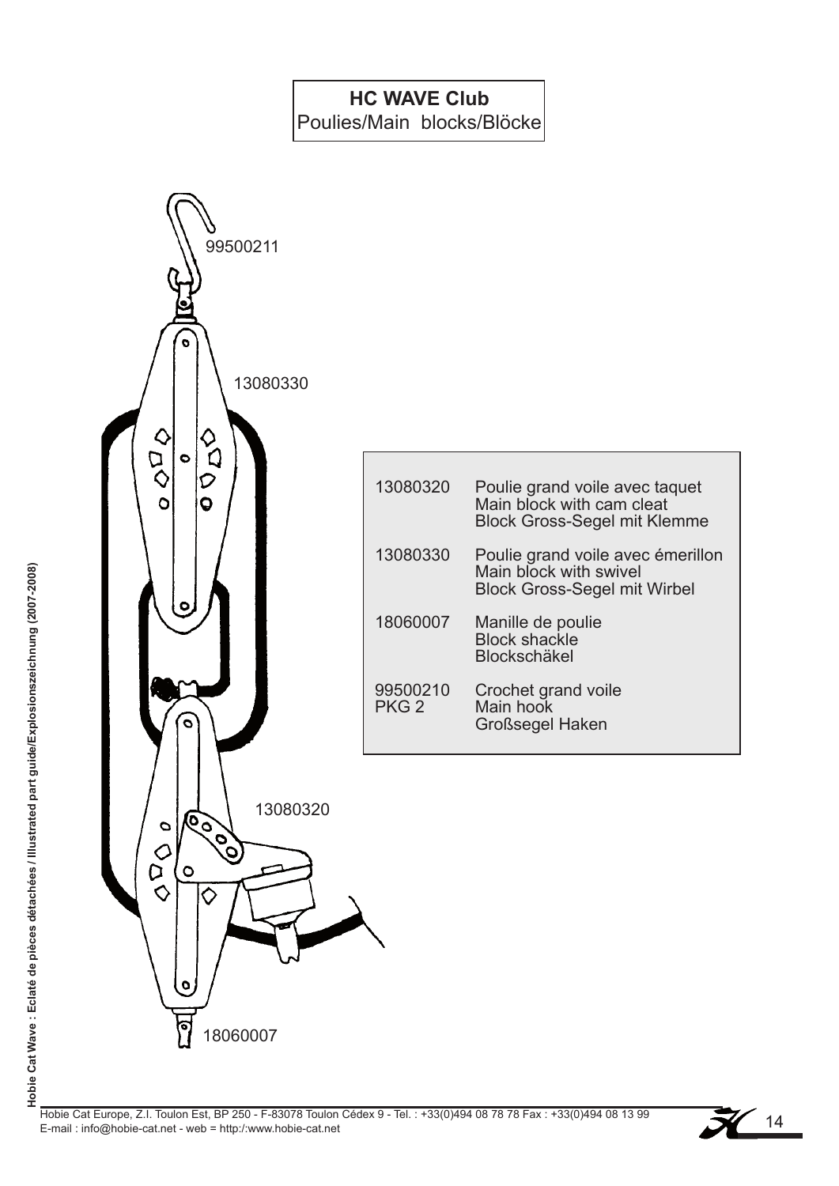**HC WAVE Club**
Poulies/Main blocks/Blöcke

99500211

13080330

13080320

18060007

| | |
|---|---|
| 13080320 | Poulie grand voile avec taquet<br>Main block with cam cleat<br>Block Gross-Segel mit Klemme |
| 13080330 | Poulie grand voile avec émerillon<br>Main block with swivel<br>Block Gross-Segel mit Wirbel |
| 18060007 | Manille de poulie<br>Block shackle<br>Blockschäkel |
| 99500210<br>PKG 2 | Crochet grand voile<br>Main hook<br>Großsegel Haken |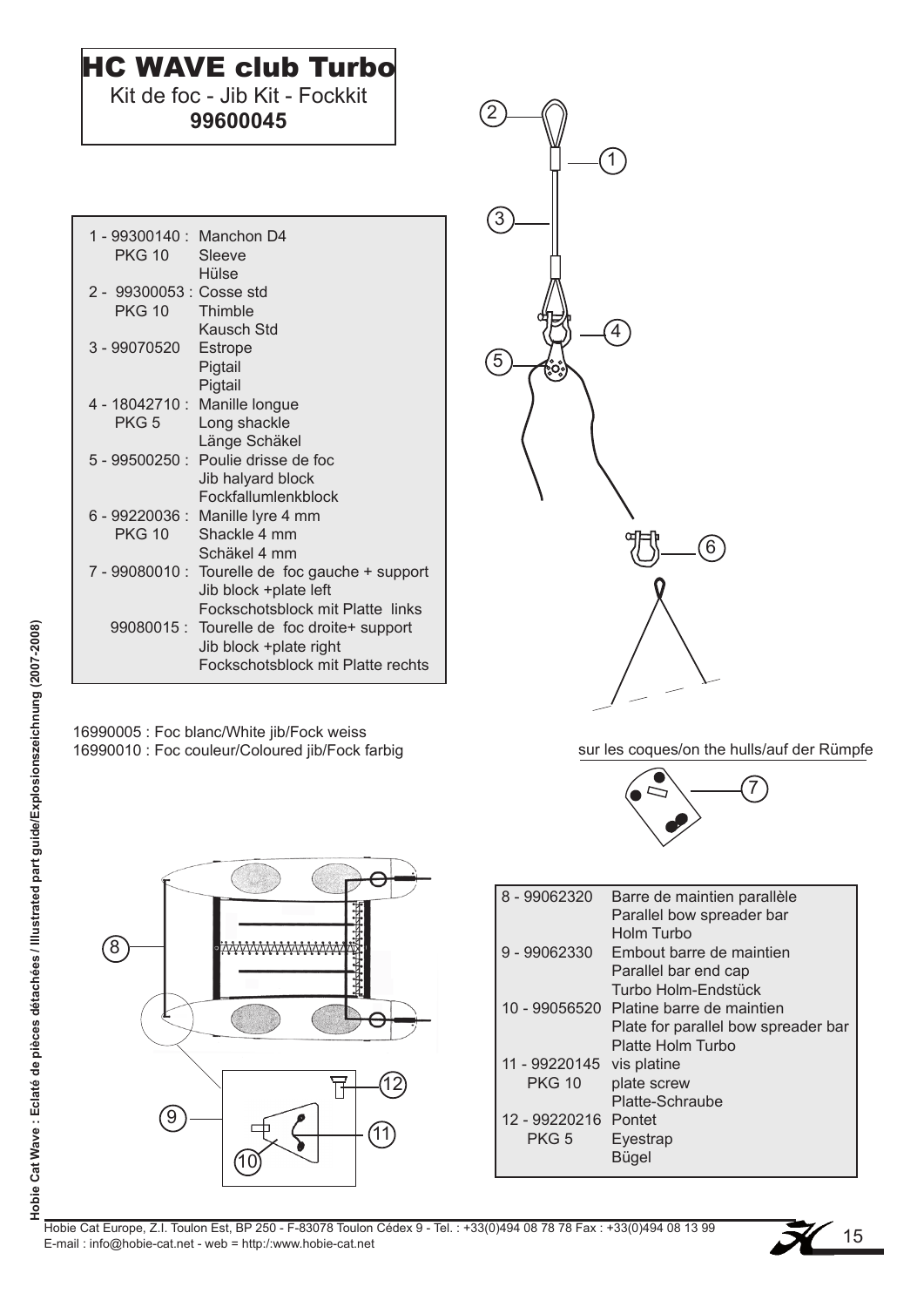# HC WAVE club Turbo

Kit de foc - Jib Kit - Fockkit

**99600045**

| | |
|---|---|
| 1 - 99300140 : PKG 10 | Manchon D4<br>Sleeve<br>Hülse |
| 2 - 99300053 : PKG 10 | Cosse std<br>Thimble<br>Kausch Std |
| 3 - 99070520 | Estrope<br>Pigtail<br>Pigtail |
| 4 - 18042710 : PKG 5 | Manille longue<br>Long shackle<br>Länge Schäkel |
| 5 - 99500250 : | Poulie drisse de foc<br>Jib halyard block<br>Fockfallumlenkblock |
| 6 - 99220036 : PKG 10 | Manille lyre 4 mm<br>Shackle 4 mm<br>Schäkel 4 mm |
| 7 - 99080010 : | Tourelle de foc gauche + support<br>Jib block +plate left<br>Fockschotsblock mit Platte links |
| 99080015 : | Tourelle de foc droite+ support<br>Jib block +plate right<br>Fockschotsblock mit Platte rechts |

16990005 : Foc blanc/White jib/Fock weiss
16990010 : Foc couleur/Coloured jib/Fock farbig

sur les coques/on the hulls/auf der Rümpfe

| | |
|---|---|
| 8 - 99062320 | Barre de maintien parallèle<br>Parallel bow spreader bar<br>Holm Turbo |
| 9 - 99062330 | Embout barre de maintien<br>Parallel bar end cap<br>Turbo Holm-Endstück |
| 10 - 99056520 | Platine barre de maintien<br>Plate for parallel bow spreader bar<br>Platte Holm Turbo |
| 11 - 99220145 PKG 10 | vis platine<br>plate screw<br>Platte-Schraube |
| 12 - 99220216 PKG 5 | Pontet<br>Eyestrap<br>Bügel |

Hobie Cat Wave : Eclaté de pièces détachées / Illustrated part guide/Explosionszeichnung (2007-2008)

Hobie Cat Europe, Z.I. Toulon Est, BP 250 - F-83078 Toulon Cédex 9 - Tel. : +33(0)494 08 78 78 Fax : +33(0)494 08 13 99
E-mail : info@hobie-cat.net - web = http:/:www.hobie-cat.net